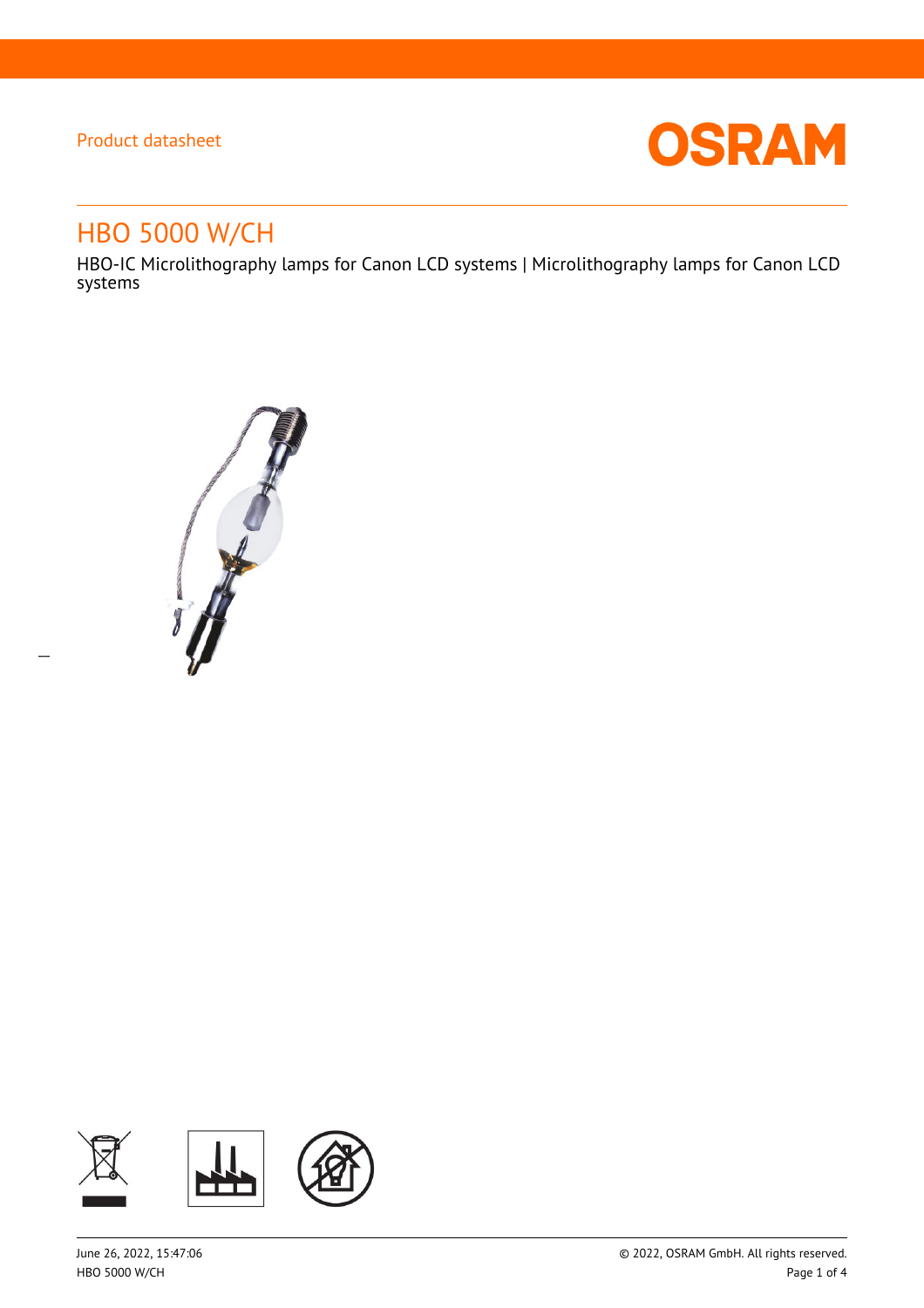Product datasheet

# HBO 5000 W/CH

HBO-IC Microlithography lamps for Canon LCD systems | Microlithography lamps for Canon LCD systems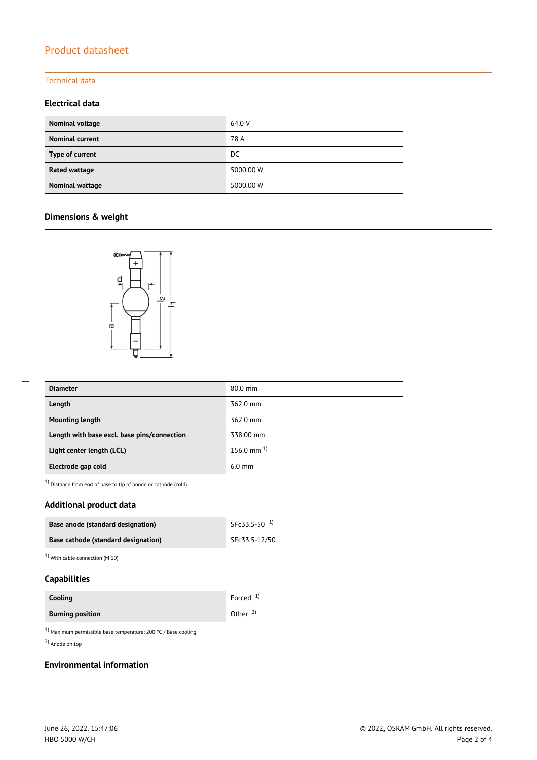Product datasheet

Technical data

## Electrical data

| | |
|---|---|
| **Nominal voltage** | 64.0 V |
| **Nominal current** | 78 A |
| **Type of current** | DC |
| **Rated wattage** | 5000.00 W |
| **Nominal wattage** | 5000.00 W |

## Dimensions & weight

| | |
|---|---|
| **Diameter** | 80.0 mm |
| **Length** | 362.0 mm |
| **Mounting length** | 362.0 mm |
| **Length with base excl. base pins/connection** | 338.00 mm |
| **Light center length (LCL)** | 156.0 mm [1] |
| **Electrode gap cold** | 6.0 mm |

[1] Distance from end of base to tip of anode or cathode (cold)

## Additional product data

| | |
|---|---|
| **Base anode (standard designation)** | SFc33.5-50 [1] |
| **Base cathode (standard designation)** | SFc33.5-12/50 |

[1] With cable connection (M 10)

## Capabilities

| | |
|---|---|
| **Cooling** | Forced [1] |
| **Burning position** | Other [2] |

[1] Maximum permissible base temperature: 200 °C / Base cooling

[2] Anode on top

## Environmental information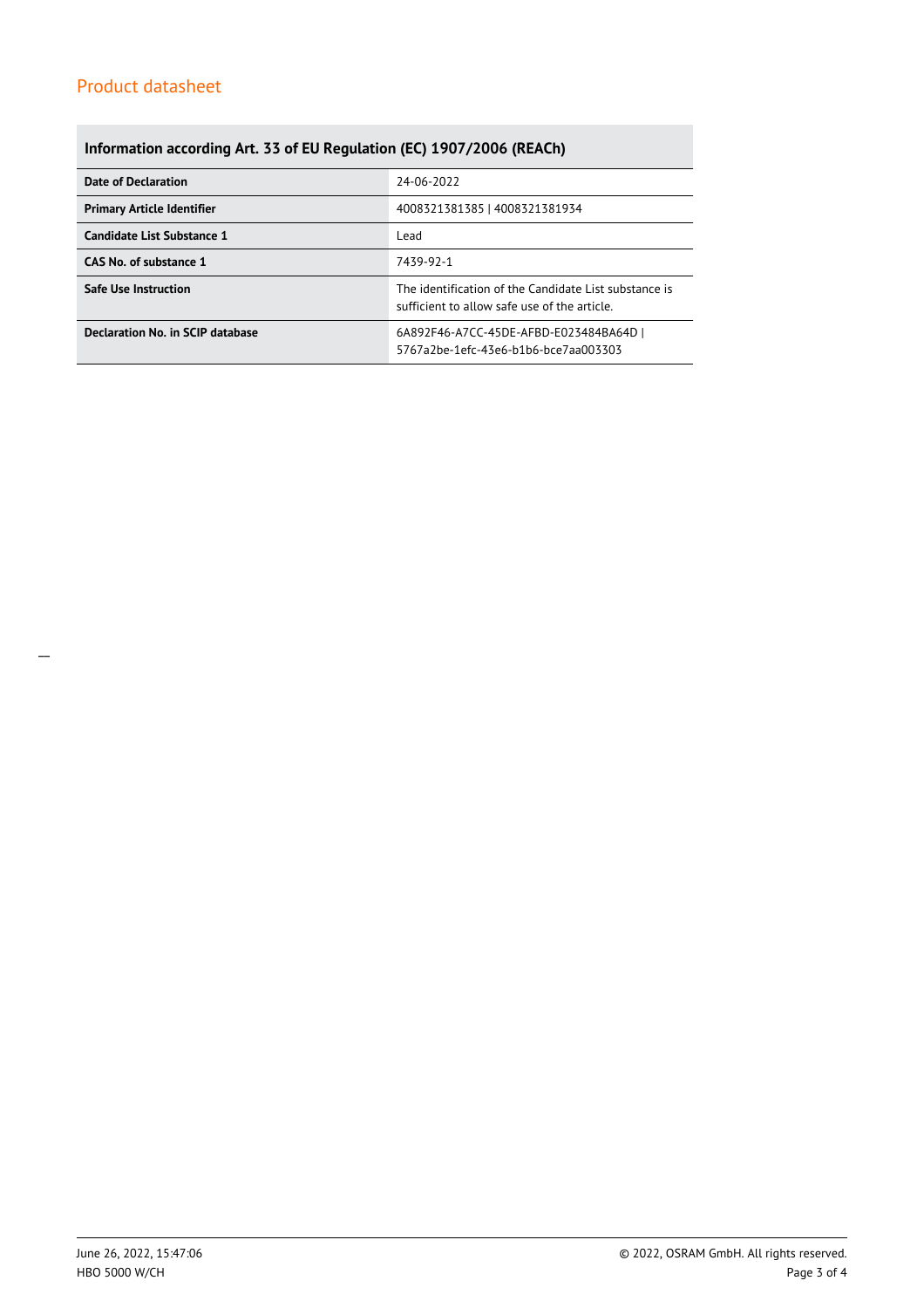## Information according Art. 33 of EU Regulation (EC) 1907/2006 (REACh)

| | |
|---|---|
| **Date of Declaration** | 24-06-2022 |
| **Primary Article Identifier** | 4008321381385 \| 4008321381934 |
| **Candidate List Substance 1** | Lead |
| **CAS No. of substance 1** | 7439-92-1 |
| **Safe Use Instruction** | The identification of the Candidate List substance is sufficient to allow safe use of the article. |
| **Declaration No. in SCIP database** | 6A892F46-A7CC-45DE-AFBD-E023484BA64D \| 5767a2be-1efc-43e6-b1b6-bce7aa003303 |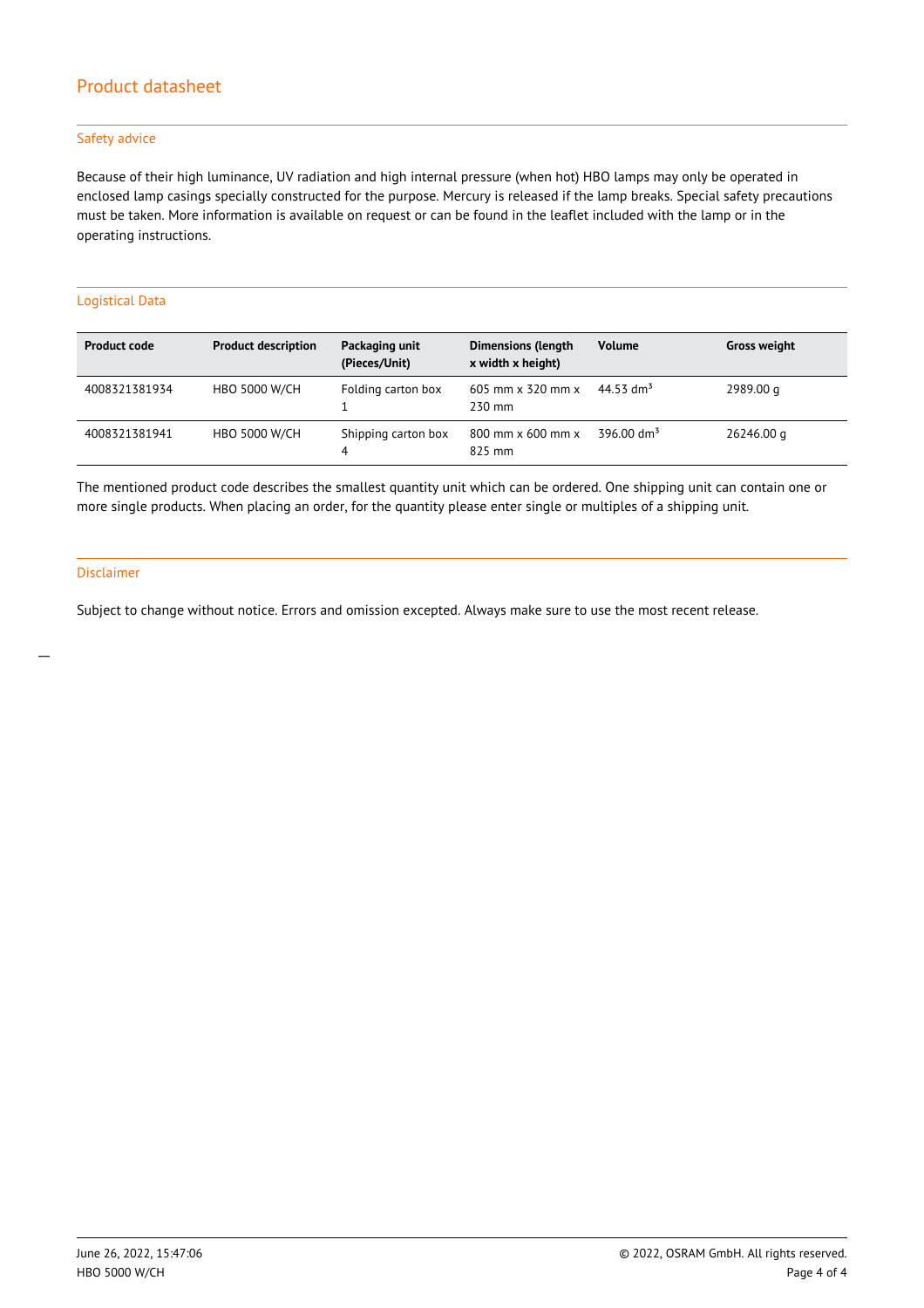## Safety advice

Because of their high luminance, UV radiation and high internal pressure (when hot) HBO lamps may only be operated in enclosed lamp casings specially constructed for the purpose. Mercury is released if the lamp breaks. Special safety precautions must be taken. More information is available on request or can be found in the leaflet included with the lamp or in the operating instructions.

## Logistical Data

| Product code | Product description | Packaging unit (Pieces/Unit) | Dimensions (length x width x height) | Volume | Gross weight |
|---|---|---|---|---|---|
| 4008321381934 | HBO 5000 W/CH | Folding carton box 1 | 605 mm x 320 mm x 230 mm | 44.53 $dm^3$ | 2989.00 g |
| 4008321381941 | HBO 5000 W/CH | Shipping carton box 4 | 800 mm x 600 mm x 825 mm | 396.00 $dm^3$ | 26246.00 g |

The mentioned product code describes the smallest quantity unit which can be ordered. One shipping unit can contain one or more single products. When placing an order, for the quantity please enter single or multiples of a shipping unit.

## Disclaimer

Subject to change without notice. Errors and omission excepted. Always make sure to use the most recent release.